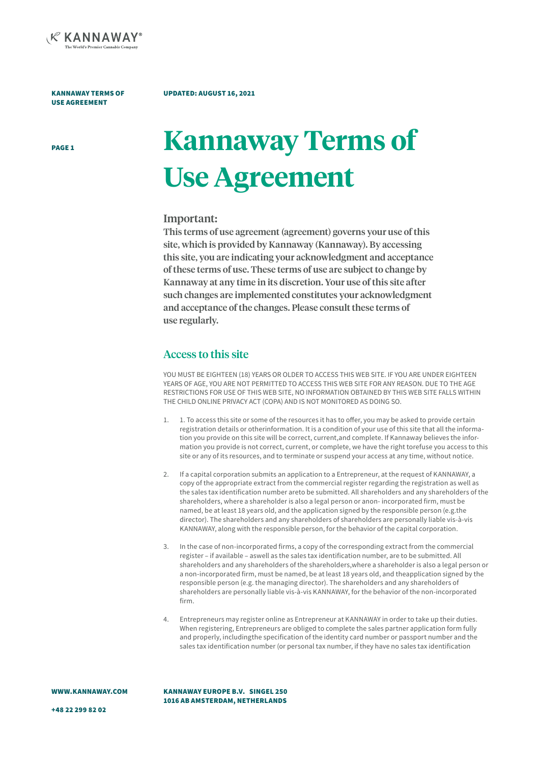# Kannaway Terms of Use Agreement

## Important:

**This terms of use agreement (agreement) governs your use of this site, which is provided by Kannaway (Kannaway). By accessing this site, you are indicating your acknowledgment and acceptance of these terms of use. These terms of use are subject to change by Kannaway at any time in its discretion. Your use of this site after such changes are implemented constitutes your acknowledgment and acceptance of the changes. Please consult these terms of use regularly.**

## Access to this site

YOU MUST BE EIGHTEEN (18) YEARS OR OLDER TO ACCESS THIS WEB SITE. IF YOU ARE UNDER EIGHTEEN YEARS OF AGE, YOU ARE NOT PERMITTED TO ACCESS THIS WEB SITE FOR ANY REASON. DUE TO THE AGE RESTRICTIONS FOR USE OF THIS WEB SITE, NO INFORMATION OBTAINED BY THIS WEB SITE FALLS WITHIN THE CHILD ONLINE PRIVACY ACT (COPA) AND IS NOT MONITORED AS DOING SO.

1. 1. To access this site or some of the resources it has to offer, you may be asked to provide certain registration details or otherinformation. It is a condition of your use of this site that all the information you provide on this site will be correct, current,and complete. If Kannaway believes the information you provide is not correct, current, or complete, we have the right torefuse you access to this site or any of its resources, and to terminate or suspend your access at any time, without notice.

2. If a capital corporation submits an application to a Entrepreneur, at the request of KANNAWAY, a copy of the appropriate extract from the commercial register regarding the registration as well as the sales tax identification number areto be submitted. All shareholders and any shareholders of the shareholders, where a shareholder is also a legal person or anon- incorporated firm, must be named, be at least 18 years old, and the application signed by the responsible person (e.g.the director). The shareholders and any shareholders of shareholders are personally liable vis-à-vis KANNAWAY, along with the responsible person, for the behavior of the capital corporation.

3. In the case of non-incorporated firms, a copy of the corresponding extract from the commercial register – if available – aswell as the sales tax identification number, are to be submitted. All shareholders and any shareholders of the shareholders,where a shareholder is also a legal person or a non-incorporated firm, must be named, be at least 18 years old, and theapplication signed by the responsible person (e.g. the managing director). The shareholders and any shareholders of shareholders are personally liable vis-à-vis KANNAWAY, for the behavior of the non-incorporated firm.

4. Entrepreneurs may register online as Entrepreneur at KANNAWAY in order to take up their duties. When registering, Entrepreneurs are obliged to complete the sales partner application form fully and properly, includingthe specification of the identity card number or passport number and the sales tax identification number (or personal tax number, if they have no sales tax identification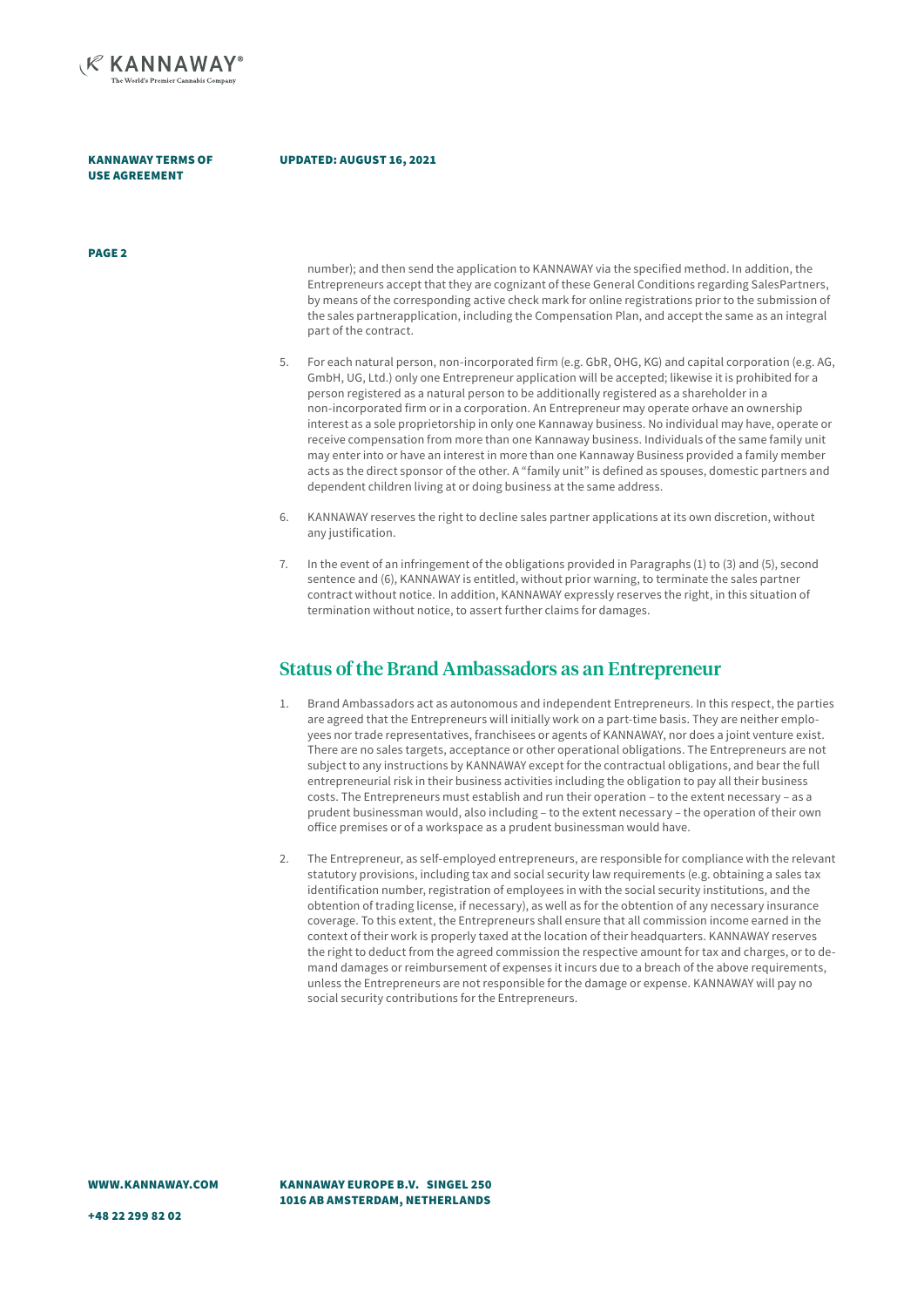number); and then send the application to KANNAWAY via the specified method. In addition, the Entrepreneurs accept that they are cognizant of these General Conditions regarding SalesPartners, by means of the corresponding active check mark for online registrations prior to the submission of the sales partnerapplication, including the Compensation Plan, and accept the same as an integral part of the contract.

5. For each natural person, non-incorporated firm (e.g. GbR, OHG, KG) and capital corporation (e.g. AG, GmbH, UG, Ltd.) only one Entrepreneur application will be accepted; likewise it is prohibited for a person registered as a natural person to be additionally registered as a shareholder in a non-incorporated firm or in a corporation. An Entrepreneur may operate orhave an ownership interest as a sole proprietorship in only one Kannaway business. No individual may have, operate or receive compensation from more than one Kannaway business. Individuals of the same family unit may enter into or have an interest in more than one Kannaway Business provided a family member acts as the direct sponsor of the other. A "family unit" is defined as spouses, domestic partners and dependent children living at or doing business at the same address.
6. KANNAWAY reserves the right to decline sales partner applications at its own discretion, without any justification.
7. In the event of an infringement of the obligations provided in Paragraphs (1) to (3) and (5), second sentence and (6), KANNAWAY is entitled, without prior warning, to terminate the sales partner contract without notice. In addition, KANNAWAY expressly reserves the right, in this situation of termination without notice, to assert further claims for damages.

## Status of the Brand Ambassadors as an Entrepreneur

1. Brand Ambassadors act as autonomous and independent Entrepreneurs. In this respect, the parties are agreed that the Entrepreneurs will initially work on a part-time basis. They are neither employees nor trade representatives, franchisees or agents of KANNAWAY, nor does a joint venture exist. There are no sales targets, acceptance or other operational obligations. The Entrepreneurs are not subject to any instructions by KANNAWAY except for the contractual obligations, and bear the full entrepreneurial risk in their business activities including the obligation to pay all their business costs. The Entrepreneurs must establish and run their operation – to the extent necessary – as a prudent businessman would, also including – to the extent necessary – the operation of their own office premises or of a workspace as a prudent businessman would have.
2. The Entrepreneur, as self-employed entrepreneurs, are responsible for compliance with the relevant statutory provisions, including tax and social security law requirements (e.g. obtaining a sales tax identification number, registration of employees in with the social security institutions, and the obtention of trading license, if necessary), as well as for the obtention of any necessary insurance coverage. To this extent, the Entrepreneurs shall ensure that all commission income earned in the context of their work is properly taxed at the location of their headquarters. KANNAWAY reserves the right to deduct from the agreed commission the respective amount for tax and charges, or to demand damages or reimbursement of expenses it incurs due to a breach of the above requirements, unless the Entrepreneurs are not responsible for the damage or expense. KANNAWAY will pay no social security contributions for the Entrepreneurs.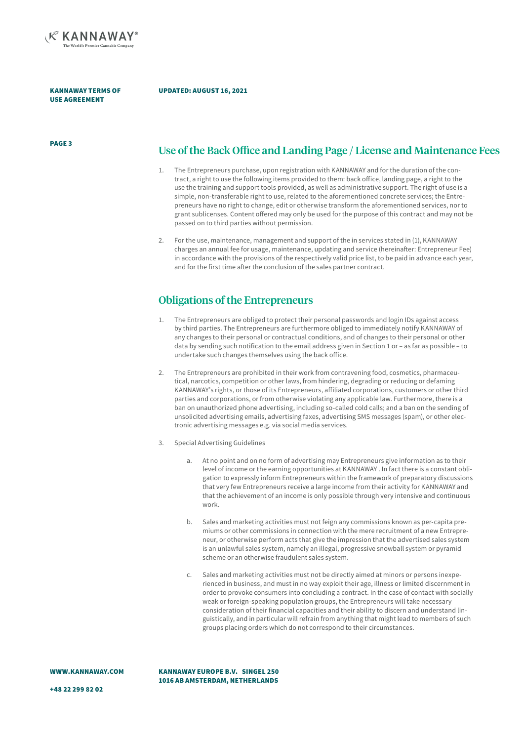## Use of the Back Office and Landing Page / License and Maintenance Fees

1. The Entrepreneurs purchase, upon registration with KANNAWAY and for the duration of the contract, a right to use the following items provided to them: back office, landing page, a right to the use the training and support tools provided, as well as administrative support. The right of use is a simple, non-transferable right to use, related to the aforementioned concrete services; the Entrepreneurs have no right to change, edit or otherwise transform the aforementioned services, nor to grant sublicenses. Content offered may only be used for the purpose of this contract and may not be passed on to third parties without permission.

2. For the use, maintenance, management and support of the in services stated in (1), KANNAWAY charges an annual fee for usage, maintenance, updating and service (hereinafter: Entrepreneur Fee) in accordance with the provisions of the respectively valid price list, to be paid in advance each year, and for the first time after the conclusion of the sales partner contract.

## Obligations of the Entrepreneurs

1. The Entrepreneurs are obliged to protect their personal passwords and login IDs against access by third parties. The Entrepreneurs are furthermore obliged to immediately notify KANNAWAY of any changes to their personal or contractual conditions, and of changes to their personal or other data by sending such notification to the email address given in Section 1 or – as far as possible – to undertake such changes themselves using the back office.

2. The Entrepreneurs are prohibited in their work from contravening food, cosmetics, pharmaceutical, narcotics, competition or other laws, from hindering, degrading or reducing or defaming KANNAWAY's rights, or those of its Entrepreneurs, affiliated corporations, customers or other third parties and corporations, or from otherwise violating any applicable law. Furthermore, there is a ban on unauthorized phone advertising, including so-called cold calls; and a ban on the sending of unsolicited advertising emails, advertising faxes, advertising SMS messages (spam), or other electronic advertising messages e.g. via social media services.

3. Special Advertising Guidelines

   a. At no point and on no form of advertising may Entrepreneurs give information as to their level of income or the earning opportunities at KANNAWAY . In fact there is a constant obligation to expressly inform Entrepreneurs within the framework of preparatory discussions that very few Entrepreneurs receive a large income from their activity for KANNAWAY and that the achievement of an income is only possible through very intensive and continuous work.

   b. Sales and marketing activities must not feign any commissions known as per-capita premiums or other commissions in connection with the mere recruitment of a new Entrepreneur, or otherwise perform acts that give the impression that the advertised sales system is an unlawful sales system, namely an illegal, progressive snowball system or pyramid scheme or an otherwise fraudulent sales system.

   c. Sales and marketing activities must not be directly aimed at minors or persons inexperienced in business, and must in no way exploit their age, illness or limited discernment in order to provoke consumers into concluding a contract. In the case of contact with socially weak or foreign-speaking population groups, the Entrepreneurs will take necessary consideration of their financial capacities and their ability to discern and understand linguistically, and in particular will refrain from anything that might lead to members of such groups placing orders which do not correspond to their circumstances.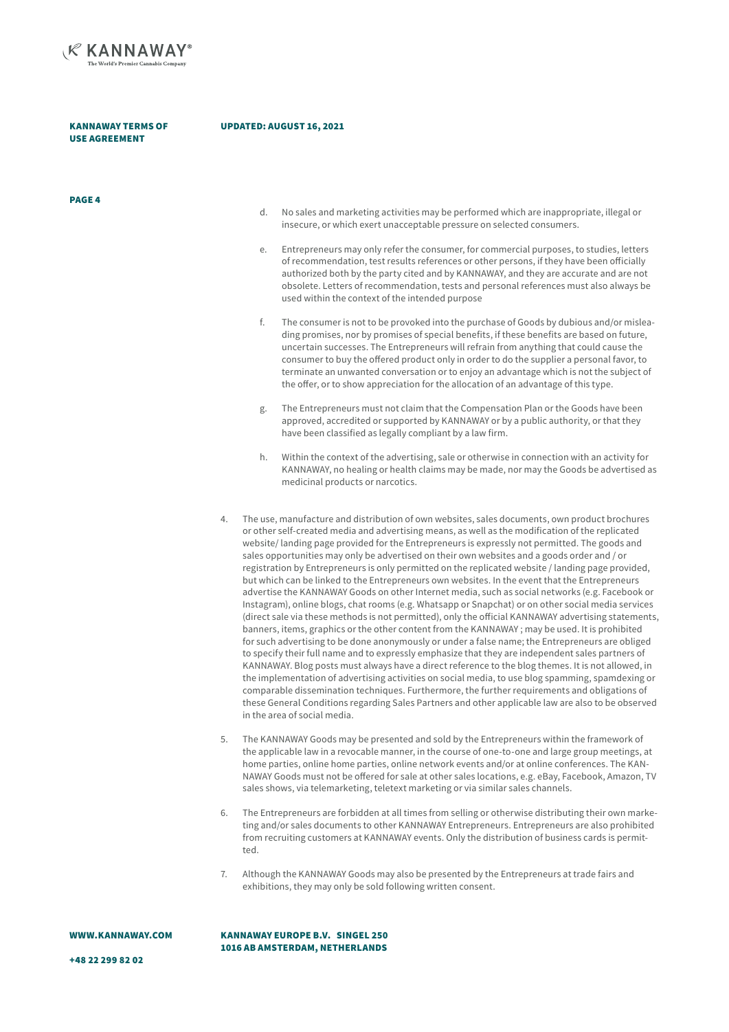d. No sales and marketing activities may be performed which are inappropriate, illegal or insecure, or which exert unacceptable pressure on selected consumers.

e. Entrepreneurs may only refer the consumer, for commercial purposes, to studies, letters of recommendation, test results references or other persons, if they have been officially authorized both by the party cited and by KANNAWAY, and they are accurate and are not obsolete. Letters of recommendation, tests and personal references must also always be used within the context of the intended purpose

f. The consumer is not to be provoked into the purchase of Goods by dubious and/or misleading promises, nor by promises of special benefits, if these benefits are based on future, uncertain successes. The Entrepreneurs will refrain from anything that could cause the consumer to buy the offered product only in order to do the supplier a personal favor, to terminate an unwanted conversation or to enjoy an advantage which is not the subject of the offer, or to show appreciation for the allocation of an advantage of this type.

g. The Entrepreneurs must not claim that the Compensation Plan or the Goods have been approved, accredited or supported by KANNAWAY or by a public authority, or that they have been classified as legally compliant by a law firm.

h. Within the context of the advertising, sale or otherwise in connection with an activity for KANNAWAY, no healing or health claims may be made, nor may the Goods be advertised as medicinal products or narcotics.

4. The use, manufacture and distribution of own websites, sales documents, own product brochures or other self-created media and advertising means, as well as the modification of the replicated website/ landing page provided for the Entrepreneurs is expressly not permitted. The goods and sales opportunities may only be advertised on their own websites and a goods order and / or registration by Entrepreneurs is only permitted on the replicated website / landing page provided, but which can be linked to the Entrepreneurs own websites. In the event that the Entrepreneurs advertise the KANNAWAY Goods on other Internet media, such as social networks (e.g. Facebook or Instagram), online blogs, chat rooms (e.g. Whatsapp or Snapchat) or on other social media services (direct sale via these methods is not permitted), only the official KANNAWAY advertising statements, banners, items, graphics or the other content from the KANNAWAY ; may be used. It is prohibited for such advertising to be done anonymously or under a false name; the Entrepreneurs are obliged to specify their full name and to expressly emphasize that they are independent sales partners of KANNAWAY. Blog posts must always have a direct reference to the blog themes. It is not allowed, in the implementation of advertising activities on social media, to use blog spamming, spamdexing or comparable dissemination techniques. Furthermore, the further requirements and obligations of these General Conditions regarding Sales Partners and other applicable law are also to be observed in the area of social media.

5. The KANNAWAY Goods may be presented and sold by the Entrepreneurs within the framework of the applicable law in a revocable manner, in the course of one-to-one and large group meetings, at home parties, online home parties, online network events and/or at online conferences. The KANNAWAY Goods must not be offered for sale at other sales locations, e.g. eBay, Facebook, Amazon, TV sales shows, via telemarketing, teletext marketing or via similar sales channels.

6. The Entrepreneurs are forbidden at all times from selling or otherwise distributing their own marketing and/or sales documents to other KANNAWAY Entrepreneurs. Entrepreneurs are also prohibited from recruiting customers at KANNAWAY events. Only the distribution of business cards is permitted.

7. Although the KANNAWAY Goods may also be presented by the Entrepreneurs at trade fairs and exhibitions, they may only be sold following written consent.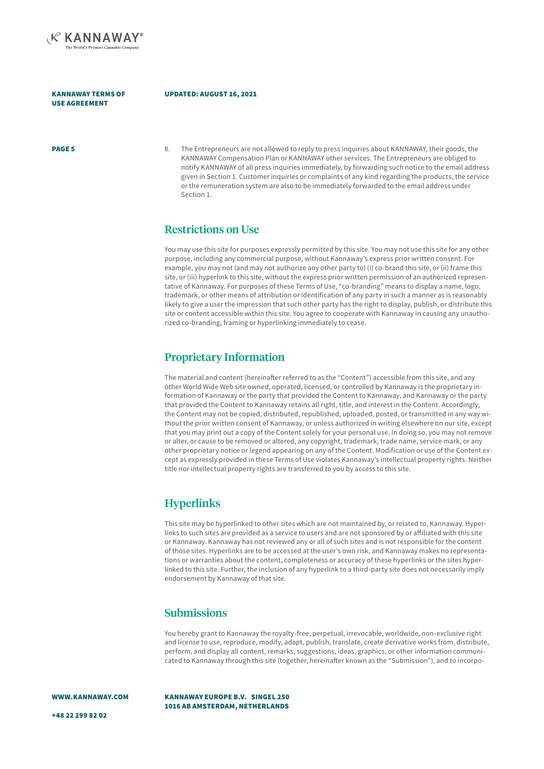8. The Entrepreneurs are not allowed to reply to press inquiries about KANNAWAY, their goods, the KANNAWAY Compensation Plan or KANNAWAY other services. The Entrepreneurs are obliged to notify KANNAWAY of all press inquiries immediately, by forwarding such notice to the email address given in Section 1. Customer inquiries or complaints of any kind regarding the products, the service or the remuneration system are also to be immediately forwarded to the email address under Section 1.

## Restrictions on Use

You may use this site for purposes expressly permitted by this site. You may not use this site for any other purpose, including any commercial purpose, without Kannaway's express prior written consent. For example, you may not (and may not authorize any other party to) (i) co-brand this site, or (ii) frame this site, or (iii) hyperlink to this site, without the express prior written permission of an authorized representative of Kannaway. For purposes of these Terms of Use, "co-branding" means to display a name, logo, trademark, or other means of attribution or identification of any party in such a manner as is reasonably likely to give a user the impression that such other party has the right to display, publish, or distribute this site or content accessible within this site. You agree to cooperate with Kannaway in causing any unauthorized co-branding, framing or hyperlinking immediately to cease.

## Proprietary Information

The material and content (hereinafter referred to as the "Content") accessible from this site, and any other World Wide Web site owned, operated, licensed, or controlled by Kannaway is the proprietary information of Kannaway or the party that provided the Content to Kannaway, and Kannaway or the party that provided the Content to Kannaway retains all right, title, and interest in the Content. Accordingly, the Content may not be copied, distributed, republished, uploaded, posted, or transmitted in any way without the prior written consent of Kannaway, or unless authorized in writing elsewhere on our site, except that you may print out a copy of the Content solely for your personal use. In doing so, you may not remove or alter, or cause to be removed or altered, any copyright, trademark, trade name, service mark, or any other proprietary notice or legend appearing on any of the Content. Modification or use of the Content except as expressly provided in these Terms of Use violates Kannaway's intellectual property rights. Neither title nor intellectual property rights are transferred to you by access to this site.

## Hyperlinks

This site may be hyperlinked to other sites which are not maintained by, or related to, Kannaway. Hyperlinks to such sites are provided as a service to users and are not sponsored by or affiliated with this site or Kannaway. Kannaway has not reviewed any or all of such sites and is not responsible for the content of those sites. Hyperlinks are to be accessed at the user's own risk, and Kannaway makes no representations or warranties about the content, completeness or accuracy of these hyperlinks or the sites hyperlinked to this site. Further, the inclusion of any hyperlink to a third-party site does not necessarily imply endorsement by Kannaway of that site.

## Submissions

You hereby grant to Kannaway the royalty-free, perpetual, irrevocable, worldwide, non-exclusive right and license to use, reproduce, modify, adapt, publish, translate, create derivative works from, distribute, perform, and display all content, remarks, suggestions, ideas, graphics, or other information communicated to Kannaway through this site (together, hereinafter known as the "Submission"), and to incorpo-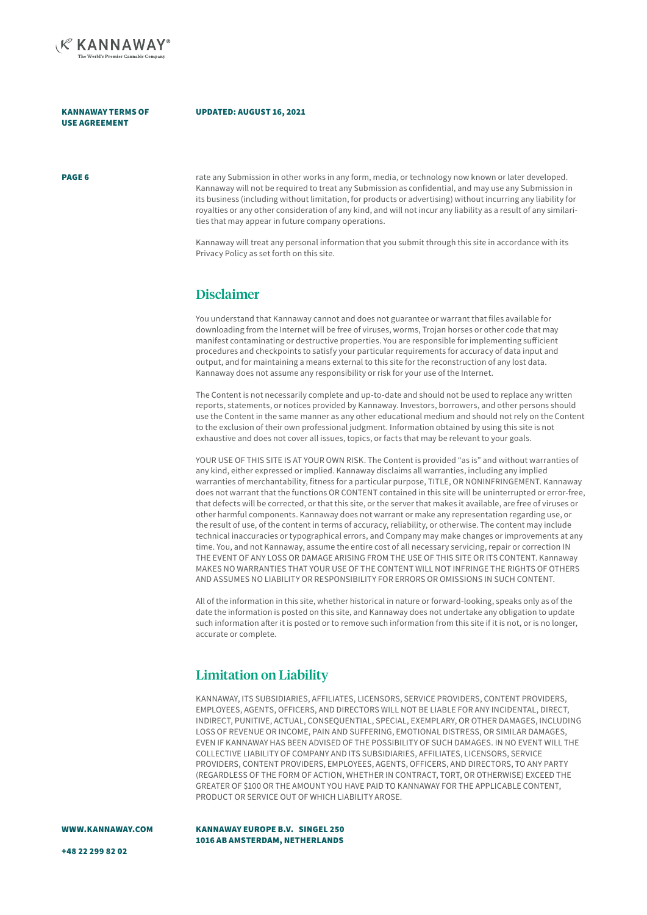rate any Submission in other works in any form, media, or technology now known or later developed. Kannaway will not be required to treat any Submission as confidential, and may use any Submission in its business (including without limitation, for products or advertising) without incurring any liability for royalties or any other consideration of any kind, and will not incur any liability as a result of any similarities that may appear in future company operations.

Kannaway will treat any personal information that you submit through this site in accordance with its Privacy Policy as set forth on this site.

## Disclaimer

You understand that Kannaway cannot and does not guarantee or warrant that files available for downloading from the Internet will be free of viruses, worms, Trojan horses or other code that may manifest contaminating or destructive properties. You are responsible for implementing sufficient procedures and checkpoints to satisfy your particular requirements for accuracy of data input and output, and for maintaining a means external to this site for the reconstruction of any lost data. Kannaway does not assume any responsibility or risk for your use of the Internet.

The Content is not necessarily complete and up-to-date and should not be used to replace any written reports, statements, or notices provided by Kannaway. Investors, borrowers, and other persons should use the Content in the same manner as any other educational medium and should not rely on the Content to the exclusion of their own professional judgment. Information obtained by using this site is not exhaustive and does not cover all issues, topics, or facts that may be relevant to your goals.

YOUR USE OF THIS SITE IS AT YOUR OWN RISK. The Content is provided "as is" and without warranties of any kind, either expressed or implied. Kannaway disclaims all warranties, including any implied warranties of merchantability, fitness for a particular purpose, TITLE, OR NONINFRINGEMENT. Kannaway does not warrant that the functions OR CONTENT contained in this site will be uninterrupted or error-free, that defects will be corrected, or that this site, or the server that makes it available, are free of viruses or other harmful components. Kannaway does not warrant or make any representation regarding use, or the result of use, of the content in terms of accuracy, reliability, or otherwise. The content may include technical inaccuracies or typographical errors, and Company may make changes or improvements at any time. You, and not Kannaway, assume the entire cost of all necessary servicing, repair or correction IN THE EVENT OF ANY LOSS OR DAMAGE ARISING FROM THE USE OF THIS SITE OR ITS CONTENT. Kannaway MAKES NO WARRANTIES THAT YOUR USE OF THE CONTENT WILL NOT INFRINGE THE RIGHTS OF OTHERS AND ASSUMES NO LIABILITY OR RESPONSIBILITY FOR ERRORS OR OMISSIONS IN SUCH CONTENT.

All of the information in this site, whether historical in nature or forward-looking, speaks only as of the date the information is posted on this site, and Kannaway does not undertake any obligation to update such information after it is posted or to remove such information from this site if it is not, or is no longer, accurate or complete.

## Limitation on Liability

KANNAWAY, ITS SUBSIDIARIES, AFFILIATES, LICENSORS, SERVICE PROVIDERS, CONTENT PROVIDERS, EMPLOYEES, AGENTS, OFFICERS, AND DIRECTORS WILL NOT BE LIABLE FOR ANY INCIDENTAL, DIRECT, INDIRECT, PUNITIVE, ACTUAL, CONSEQUENTIAL, SPECIAL, EXEMPLARY, OR OTHER DAMAGES, INCLUDING LOSS OF REVENUE OR INCOME, PAIN AND SUFFERING, EMOTIONAL DISTRESS, OR SIMILAR DAMAGES, EVEN IF KANNAWAY HAS BEEN ADVISED OF THE POSSIBILITY OF SUCH DAMAGES. IN NO EVENT WILL THE COLLECTIVE LIABILITY OF COMPANY AND ITS SUBSIDIARIES, AFFILIATES, LICENSORS, SERVICE PROVIDERS, CONTENT PROVIDERS, EMPLOYEES, AGENTS, OFFICERS, AND DIRECTORS, TO ANY PARTY (REGARDLESS OF THE FORM OF ACTION, WHETHER IN CONTRACT, TORT, OR OTHERWISE) EXCEED THE GREATER OF $100 OR THE AMOUNT YOU HAVE PAID TO KANNAWAY FOR THE APPLICABLE CONTENT, PRODUCT OR SERVICE OUT OF WHICH LIABILITY AROSE.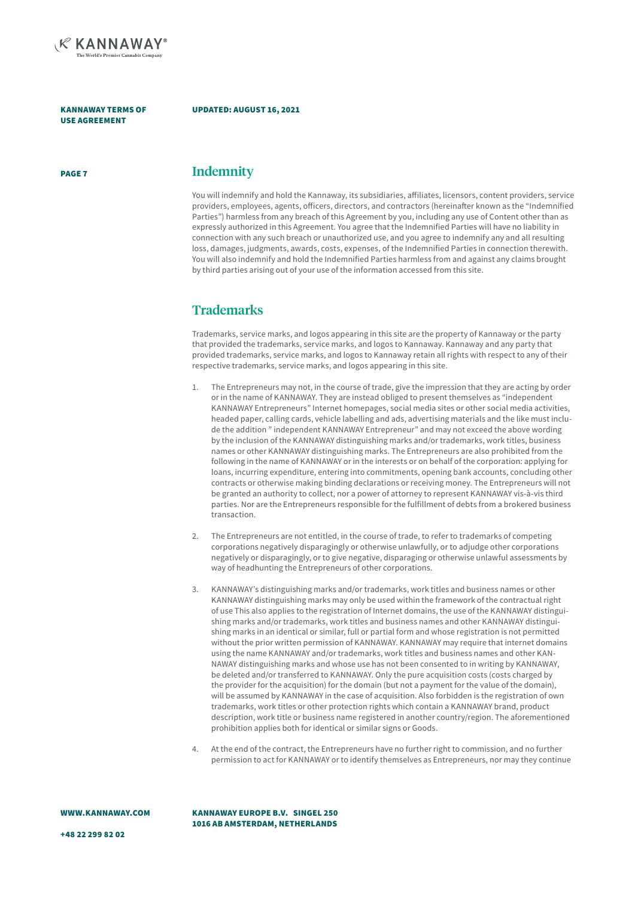## Indemnity

You will indemnify and hold the Kannaway, its subsidiaries, affiliates, licensors, content providers, service providers, employees, agents, officers, directors, and contractors (hereinafter known as the "Indemnified Parties") harmless from any breach of this Agreement by you, including any use of Content other than as expressly authorized in this Agreement. You agree that the Indemnified Parties will have no liability in connection with any such breach or unauthorized use, and you agree to indemnify any and all resulting loss, damages, judgments, awards, costs, expenses, of the Indemnified Parties in connection therewith. You will also indemnify and hold the Indemnified Parties harmless from and against any claims brought by third parties arising out of your use of the information accessed from this site.

## Trademarks

Trademarks, service marks, and logos appearing in this site are the property of Kannaway or the party that provided the trademarks, service marks, and logos to Kannaway. Kannaway and any party that provided trademarks, service marks, and logos to Kannaway retain all rights with respect to any of their respective trademarks, service marks, and logos appearing in this site.

1. The Entrepreneurs may not, in the course of trade, give the impression that they are acting by order or in the name of KANNAWAY. They are instead obliged to present themselves as "independent KANNAWAY Entrepreneurs" Internet homepages, social media sites or other social media activities, headed paper, calling cards, vehicle labelling and ads, advertising materials and the like must include the addition " independent KANNAWAY Entrepreneur" and may not exceed the above wording by the inclusion of the KANNAWAY distinguishing marks and/or trademarks, work titles, business names or other KANNAWAY distinguishing marks. The Entrepreneurs are also prohibited from the following in the name of KANNAWAY or in the interests or on behalf of the corporation: applying for loans, incurring expenditure, entering into commitments, opening bank accounts, concluding other contracts or otherwise making binding declarations or receiving money. The Entrepreneurs will not be granted an authority to collect, nor a power of attorney to represent KANNAWAY vis-à-vis third parties. Nor are the Entrepreneurs responsible for the fulfillment of debts from a brokered business transaction.

2. The Entrepreneurs are not entitled, in the course of trade, to refer to trademarks of competing corporations negatively disparagingly or otherwise unlawfully, or to adjudge other corporations negatively or disparagingly, or to give negative, disparaging or otherwise unlawful assessments by way of headhunting the Entrepreneurs of other corporations.

3. KANNAWAY's distinguishing marks and/or trademarks, work titles and business names or other KANNAWAY distinguishing marks may only be used within the framework of the contractual right of use This also applies to the registration of Internet domains, the use of the KANNAWAY distinguishing marks and/or trademarks, work titles and business names and other KANNAWAY distinguishing marks in an identical or similar, full or partial form and whose registration is not permitted without the prior written permission of KANNAWAY. KANNAWAY may require that internet domains using the name KANNAWAY and/or trademarks, work titles and business names and other KANNAWAY distinguishing marks and whose use has not been consented to in writing by KANNAWAY, be deleted and/or transferred to KANNAWAY. Only the pure acquisition costs (costs charged by the provider for the acquisition) for the domain (but not a payment for the value of the domain), will be assumed by KANNAWAY in the case of acquisition. Also forbidden is the registration of own trademarks, work titles or other protection rights which contain a KANNAWAY brand, product description, work title or business name registered in another country/region. The aforementioned prohibition applies both for identical or similar signs or Goods.

4. At the end of the contract, the Entrepreneurs have no further right to commission, and no further permission to act for KANNAWAY or to identify themselves as Entrepreneurs, nor may they continue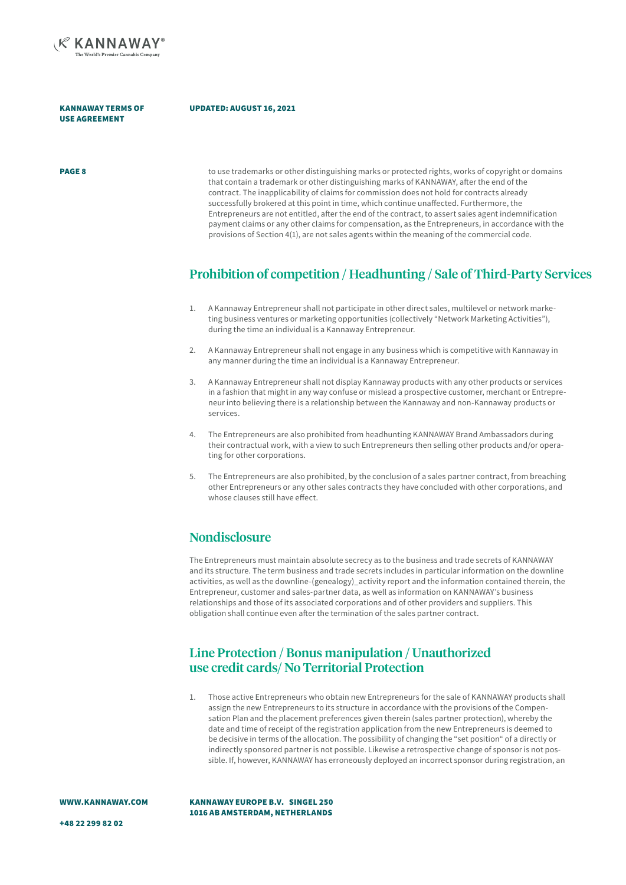to use trademarks or other distinguishing marks or protected rights, works of copyright or domains that contain a trademark or other distinguishing marks of KANNAWAY, after the end of the contract. The inapplicability of claims for commission does not hold for contracts already successfully brokered at this point in time, which continue unaffected. Furthermore, the Entrepreneurs are not entitled, after the end of the contract, to assert sales agent indemnification payment claims or any other claims for compensation, as the Entrepreneurs, in accordance with the provisions of Section 4(1), are not sales agents within the meaning of the commercial code.

## Prohibition of competition / Headhunting / Sale of Third-Party Services

1. A Kannaway Entrepreneur shall not participate in other direct sales, multilevel or network marketing business ventures or marketing opportunities (collectively "Network Marketing Activities"), during the time an individual is a Kannaway Entrepreneur.
2. A Kannaway Entrepreneur shall not engage in any business which is competitive with Kannaway in any manner during the time an individual is a Kannaway Entrepreneur.
3. A Kannaway Entrepreneur shall not display Kannaway products with any other products or services in a fashion that might in any way confuse or mislead a prospective customer, merchant or Entrepreneur into believing there is a relationship between the Kannaway and non-Kannaway products or services.
4. The Entrepreneurs are also prohibited from headhunting KANNAWAY Brand Ambassadors during their contractual work, with a view to such Entrepreneurs then selling other products and/or operating for other corporations.
5. The Entrepreneurs are also prohibited, by the conclusion of a sales partner contract, from breaching other Entrepreneurs or any other sales contracts they have concluded with other corporations, and whose clauses still have effect.

## Nondisclosure

The Entrepreneurs must maintain absolute secrecy as to the business and trade secrets of KANNAWAY and its structure. The term business and trade secrets includes in particular information on the downline activities, as well as the downline-(genealogy)_activity report and the information contained therein, the Entrepreneur, customer and sales-partner data, as well as information on KANNAWAY's business relationships and those of its associated corporations and of other providers and suppliers. This obligation shall continue even after the termination of the sales partner contract.

## Line Protection / Bonus manipulation / Unauthorized use credit cards/ No Territorial Protection

1. Those active Entrepreneurs who obtain new Entrepreneurs for the sale of KANNAWAY products shall assign the new Entrepreneurs to its structure in accordance with the provisions of the Compensation Plan and the placement preferences given therein (sales partner protection), whereby the date and time of receipt of the registration application from the new Entrepreneurs is deemed to be decisive in terms of the allocation. The possibility of changing the "set position" of a directly or indirectly sponsored partner is not possible. Likewise a retrospective change of sponsor is not possible. If, however, KANNAWAY has erroneously deployed an incorrect sponsor during registration, an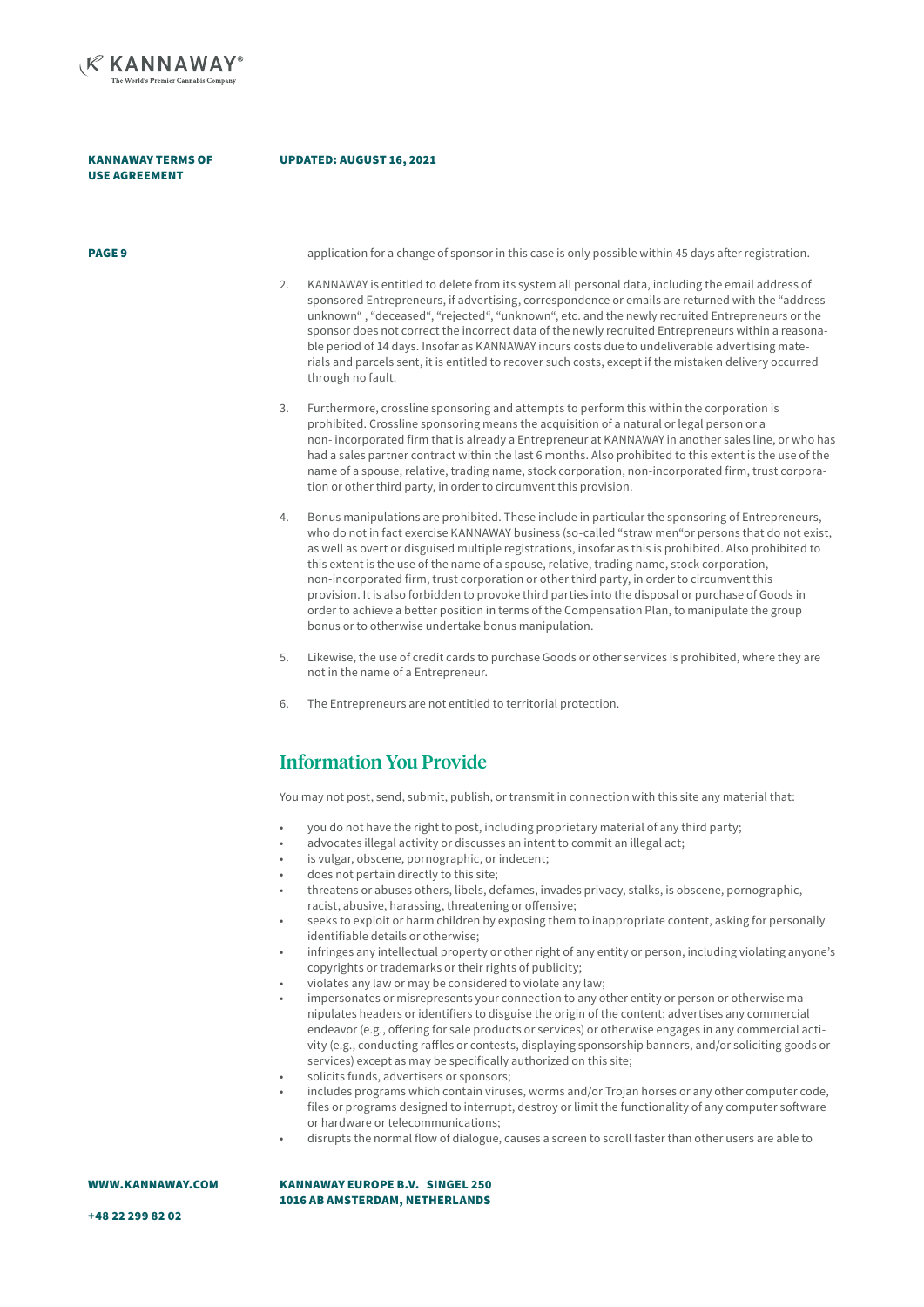application for a change of sponsor in this case is only possible within 45 days after registration.

2. KANNAWAY is entitled to delete from its system all personal data, including the email address of sponsored Entrepreneurs, if advertising, correspondence or emails are returned with the "address unknown" , "deceased", "rejected", "unknown", etc. and the newly recruited Entrepreneurs or the sponsor does not correct the incorrect data of the newly recruited Entrepreneurs within a reasonable period of 14 days. Insofar as KANNAWAY incurs costs due to undeliverable advertising materials and parcels sent, it is entitled to recover such costs, except if the mistaken delivery occurred through no fault.

3. Furthermore, crossline sponsoring and attempts to perform this within the corporation is prohibited. Crossline sponsoring means the acquisition of a natural or legal person or a non- incorporated firm that is already a Entrepreneur at KANNAWAY in another sales line, or who has had a sales partner contract within the last 6 months. Also prohibited to this extent is the use of the name of a spouse, relative, trading name, stock corporation, non-incorporated firm, trust corporation or other third party, in order to circumvent this provision.

4. Bonus manipulations are prohibited. These include in particular the sponsoring of Entrepreneurs, who do not in fact exercise KANNAWAY business (so-called "straw men"or persons that do not exist, as well as overt or disguised multiple registrations, insofar as this is prohibited. Also prohibited to this extent is the use of the name of a spouse, relative, trading name, stock corporation, non-incorporated firm, trust corporation or other third party, in order to circumvent this provision. It is also forbidden to provoke third parties into the disposal or purchase of Goods in order to achieve a better position in terms of the Compensation Plan, to manipulate the group bonus or to otherwise undertake bonus manipulation.

5. Likewise, the use of credit cards to purchase Goods or other services is prohibited, where they are not in the name of a Entrepreneur.

6. The Entrepreneurs are not entitled to territorial protection.

## Information You Provide

You may not post, send, submit, publish, or transmit in connection with this site any material that:

- you do not have the right to post, including proprietary material of any third party;
- advocates illegal activity or discusses an intent to commit an illegal act;
- is vulgar, obscene, pornographic, or indecent;
- does not pertain directly to this site;
- threatens or abuses others, libels, defames, invades privacy, stalks, is obscene, pornographic, racist, abusive, harassing, threatening or offensive;
- seeks to exploit or harm children by exposing them to inappropriate content, asking for personally identifiable details or otherwise;
- infringes any intellectual property or other right of any entity or person, including violating anyone's copyrights or trademarks or their rights of publicity;
- violates any law or may be considered to violate any law;
- impersonates or misrepresents your connection to any other entity or person or otherwise manipulates headers or identifiers to disguise the origin of the content; advertises any commercial endeavor (e.g., offering for sale products or services) or otherwise engages in any commercial activity (e.g., conducting raffles or contests, displaying sponsorship banners, and/or soliciting goods or services) except as may be specifically authorized on this site;
- solicits funds, advertisers or sponsors;
- includes programs which contain viruses, worms and/or Trojan horses or any other computer code, files or programs designed to interrupt, destroy or limit the functionality of any computer software or hardware or telecommunications;
- disrupts the normal flow of dialogue, causes a screen to scroll faster than other users are able to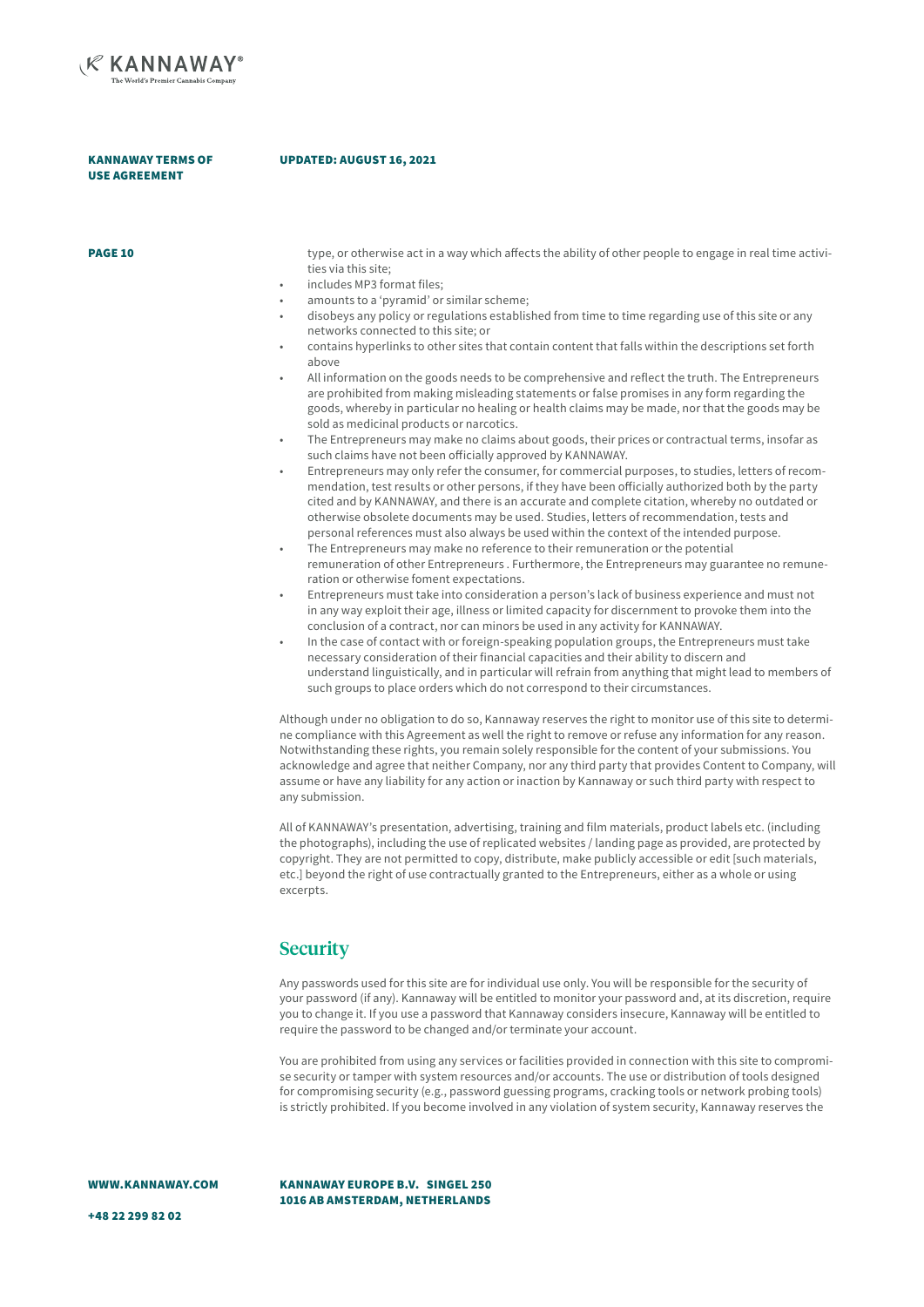type, or otherwise act in a way which affects the ability of other people to engage in real time activities via this site;

- includes MP3 format files;
- amounts to a 'pyramid' or similar scheme;
- disobeys any policy or regulations established from time to time regarding use of this site or any networks connected to this site; or
- contains hyperlinks to other sites that contain content that falls within the descriptions set forth above
- All information on the goods needs to be comprehensive and reflect the truth. The Entrepreneurs are prohibited from making misleading statements or false promises in any form regarding the goods, whereby in particular no healing or health claims may be made, nor that the goods may be sold as medicinal products or narcotics.
- The Entrepreneurs may make no claims about goods, their prices or contractual terms, insofar as such claims have not been officially approved by KANNAWAY.
- Entrepreneurs may only refer the consumer, for commercial purposes, to studies, letters of recommendation, test results or other persons, if they have been officially authorized both by the party cited and by KANNAWAY, and there is an accurate and complete citation, whereby no outdated or otherwise obsolete documents may be used. Studies, letters of recommendation, tests and personal references must also always be used within the context of the intended purpose.
- The Entrepreneurs may make no reference to their remuneration or the potential remuneration of other Entrepreneurs . Furthermore, the Entrepreneurs may guarantee no remuneration or otherwise foment expectations.
- Entrepreneurs must take into consideration a person's lack of business experience and must not in any way exploit their age, illness or limited capacity for discernment to provoke them into the conclusion of a contract, nor can minors be used in any activity for KANNAWAY.
- In the case of contact with or foreign-speaking population groups, the Entrepreneurs must take necessary consideration of their financial capacities and their ability to discern and understand linguistically, and in particular will refrain from anything that might lead to members of such groups to place orders which do not correspond to their circumstances.

Although under no obligation to do so, Kannaway reserves the right to monitor use of this site to determine compliance with this Agreement as well the right to remove or refuse any information for any reason. Notwithstanding these rights, you remain solely responsible for the content of your submissions. You acknowledge and agree that neither Company, nor any third party that provides Content to Company, will assume or have any liability for any action or inaction by Kannaway or such third party with respect to any submission.

All of KANNAWAY's presentation, advertising, training and film materials, product labels etc. (including the photographs), including the use of replicated websites / landing page as provided, are protected by copyright. They are not permitted to copy, distribute, make publicly accessible or edit [such materials, etc.] beyond the right of use contractually granted to the Entrepreneurs, either as a whole or using excerpts.

## Security

Any passwords used for this site are for individual use only. You will be responsible for the security of your password (if any). Kannaway will be entitled to monitor your password and, at its discretion, require you to change it. If you use a password that Kannaway considers insecure, Kannaway will be entitled to require the password to be changed and/or terminate your account.

You are prohibited from using any services or facilities provided in connection with this site to compromise security or tamper with system resources and/or accounts. The use or distribution of tools designed for compromising security (e.g., password guessing programs, cracking tools or network probing tools) is strictly prohibited. If you become involved in any violation of system security, Kannaway reserves the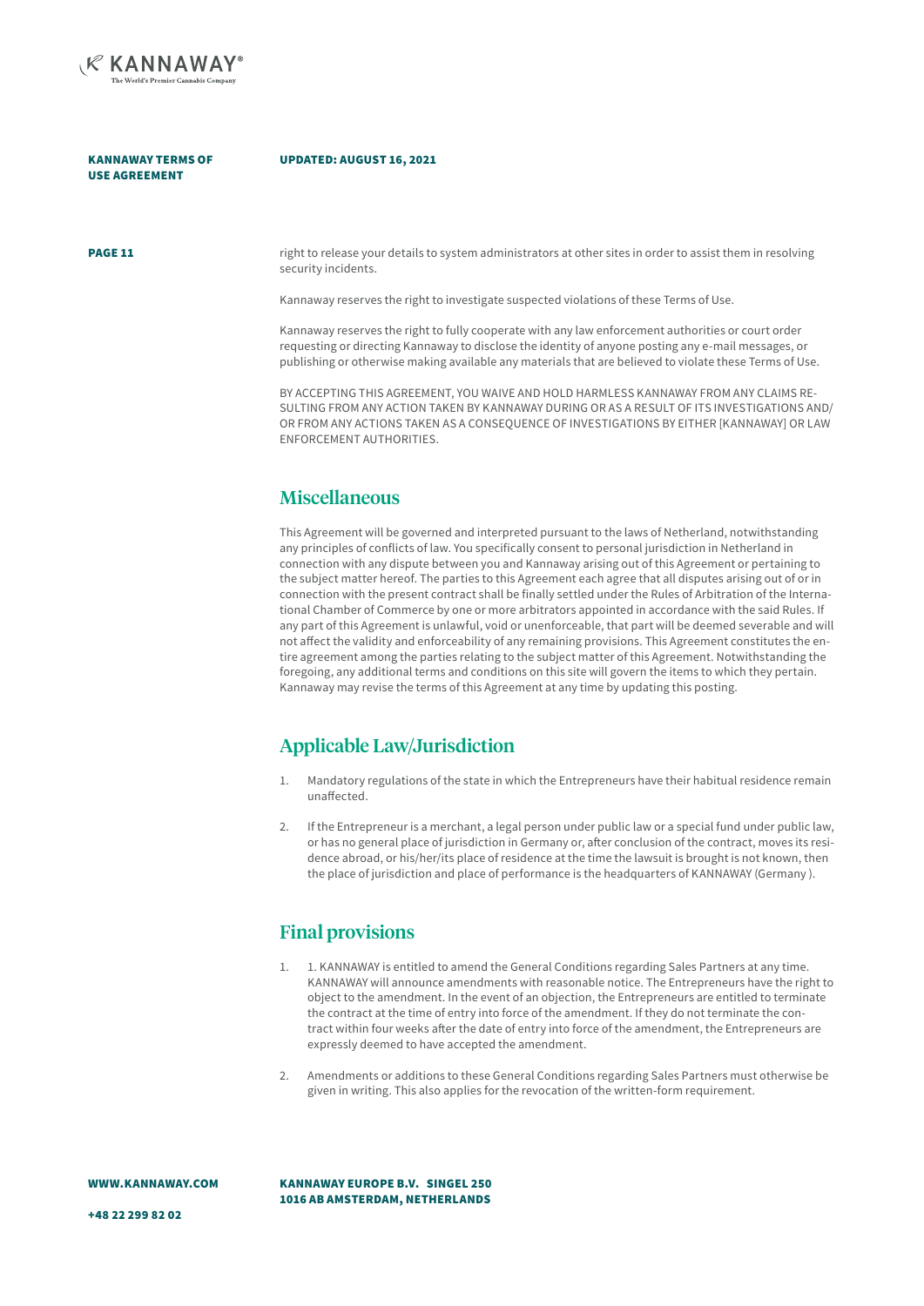right to release your details to system administrators at other sites in order to assist them in resolving security incidents.

Kannaway reserves the right to investigate suspected violations of these Terms of Use.

Kannaway reserves the right to fully cooperate with any law enforcement authorities or court order requesting or directing Kannaway to disclose the identity of anyone posting any e-mail messages, or publishing or otherwise making available any materials that are believed to violate these Terms of Use.

BY ACCEPTING THIS AGREEMENT, YOU WAIVE AND HOLD HARMLESS KANNAWAY FROM ANY CLAIMS RESULTING FROM ANY ACTION TAKEN BY KANNAWAY DURING OR AS A RESULT OF ITS INVESTIGATIONS AND/OR FROM ANY ACTIONS TAKEN AS A CONSEQUENCE OF INVESTIGATIONS BY EITHER [KANNAWAY] OR LAW ENFORCEMENT AUTHORITIES.

## Miscellaneous

This Agreement will be governed and interpreted pursuant to the laws of Netherland, notwithstanding any principles of conflicts of law. You specifically consent to personal jurisdiction in Netherland in connection with any dispute between you and Kannaway arising out of this Agreement or pertaining to the subject matter hereof. The parties to this Agreement each agree that all disputes arising out of or in connection with the present contract shall be finally settled under the Rules of Arbitration of the International Chamber of Commerce by one or more arbitrators appointed in accordance with the said Rules. If any part of this Agreement is unlawful, void or unenforceable, that part will be deemed severable and will not affect the validity and enforceability of any remaining provisions. This Agreement constitutes the entire agreement among the parties relating to the subject matter of this Agreement. Notwithstanding the foregoing, any additional terms and conditions on this site will govern the items to which they pertain. Kannaway may revise the terms of this Agreement at any time by updating this posting.

## Applicable Law/Jurisdiction

1. Mandatory regulations of the state in which the Entrepreneurs have their habitual residence remain unaffected.
2. If the Entrepreneur is a merchant, a legal person under public law or a special fund under public law, or has no general place of jurisdiction in Germany or, after conclusion of the contract, moves its residence abroad, or his/her/its place of residence at the time the lawsuit is brought is not known, then the place of jurisdiction and place of performance is the headquarters of KANNAWAY (Germany ).

## Final provisions

1. 1. KANNAWAY is entitled to amend the General Conditions regarding Sales Partners at any time. KANNAWAY will announce amendments with reasonable notice. The Entrepreneurs have the right to object to the amendment. In the event of an objection, the Entrepreneurs are entitled to terminate the contract at the time of entry into force of the amendment. If they do not terminate the contract within four weeks after the date of entry into force of the amendment, the Entrepreneurs are expressly deemed to have accepted the amendment.
2. Amendments or additions to these General Conditions regarding Sales Partners must otherwise be given in writing. This also applies for the revocation of the written-form requirement.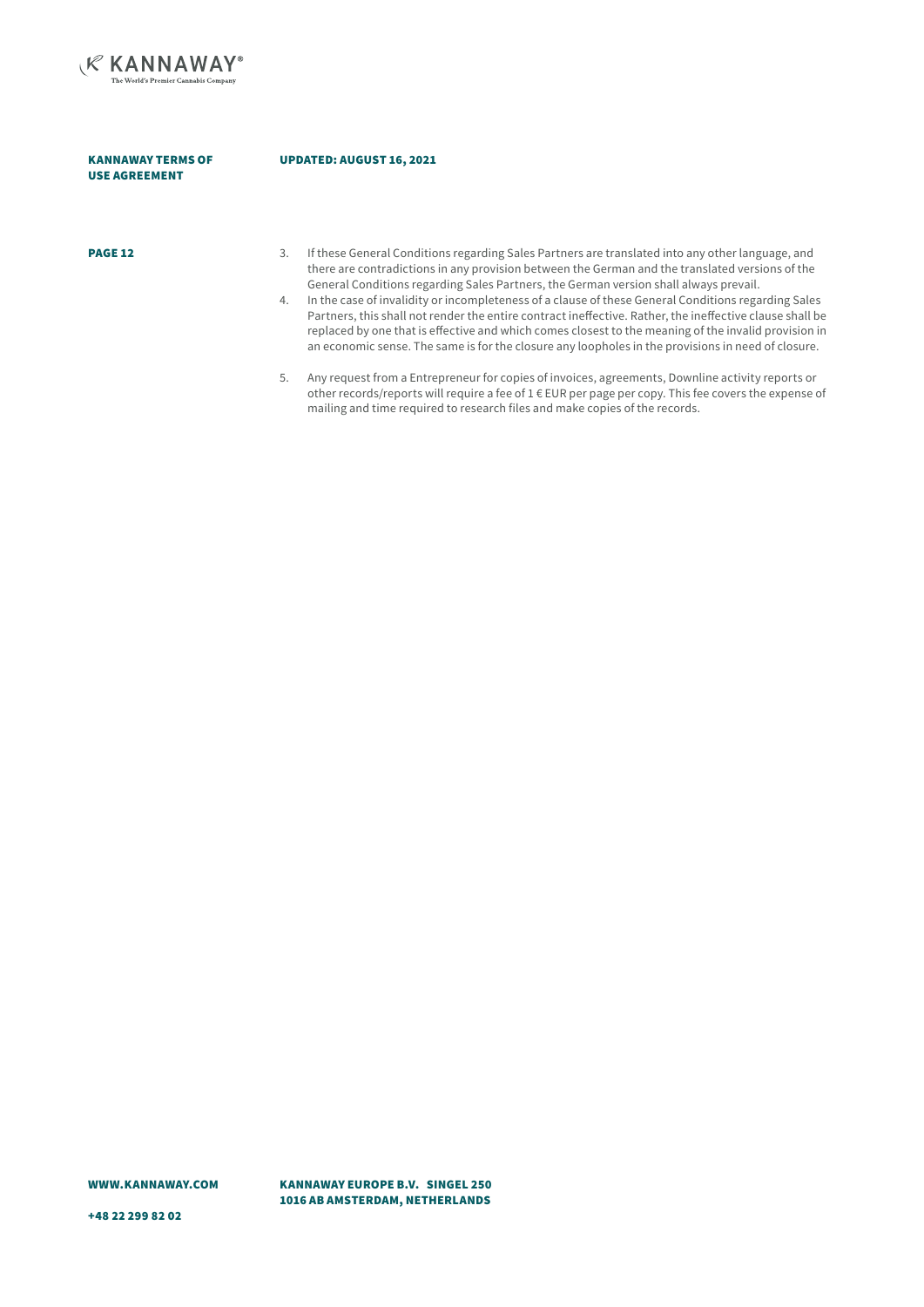3. If these General Conditions regarding Sales Partners are translated into any other language, and there are contradictions in any provision between the German and the translated versions of the General Conditions regarding Sales Partners, the German version shall always prevail.
4. In the case of invalidity or incompleteness of a clause of these General Conditions regarding Sales Partners, this shall not render the entire contract ineffective. Rather, the ineffective clause shall be replaced by one that is effective and which comes closest to the meaning of the invalid provision in an economic sense. The same is for the closure any loopholes in the provisions in need of closure.
5. Any request from a Entrepreneur for copies of invoices, agreements, Downline activity reports or other records/reports will require a fee of 1 € EUR per page per copy. This fee covers the expense of mailing and time required to research files and make copies of the records.